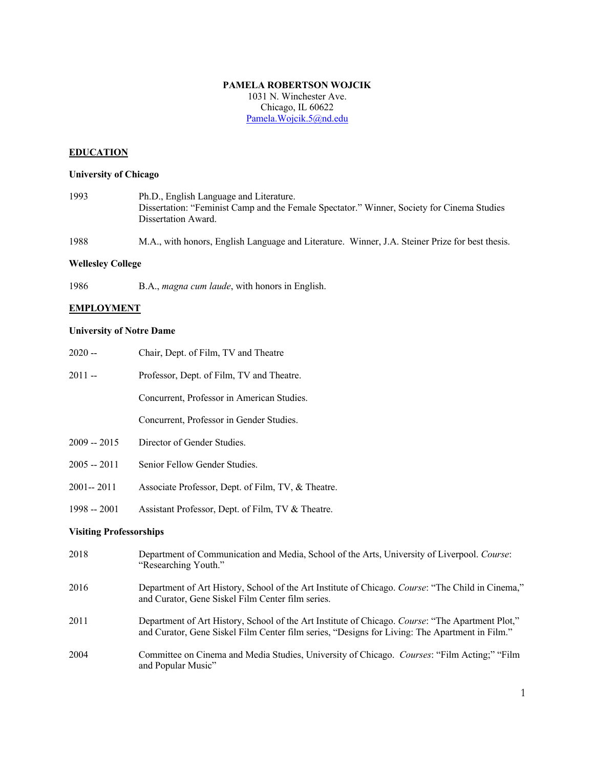**PAMELA ROBERTSON WOJCIK**
1031 N. Winchester Ave.
Chicago, IL 60622
Pamela.Wojcik.5@nd.edu

## EDUCATION

### University of Chicago

1993 — Ph.D., English Language and Literature.
Dissertation: "Feminist Camp and the Female Spectator." Winner, Society for Cinema Studies Dissertation Award.

1988 — M.A., with honors, English Language and Literature. Winner, J.A. Steiner Prize for best thesis.

### Wellesley College

1986 — B.A., *magna cum laude*, with honors in English.

## EMPLOYMENT

### University of Notre Dame

2020 -- Chair, Dept. of Film, TV and Theatre

2011 -- Professor, Dept. of Film, TV and Theatre.

Concurrent, Professor in American Studies.

Concurrent, Professor in Gender Studies.

2009 -- 2015 Director of Gender Studies.

2005 -- 2011 Senior Fellow Gender Studies.

2001-- 2011 Associate Professor, Dept. of Film, TV, & Theatre.

1998 -- 2001 Assistant Professor, Dept. of Film, TV & Theatre.

### Visiting Professorships

2018 — Department of Communication and Media, School of the Arts, University of Liverpool. *Course*: "Researching Youth."

2016 — Department of Art History, School of the Art Institute of Chicago. *Course*: "The Child in Cinema," and Curator, Gene Siskel Film Center film series.

2011 — Department of Art History, School of the Art Institute of Chicago. *Course*: "The Apartment Plot," and Curator, Gene Siskel Film Center film series, "Designs for Living: The Apartment in Film."

2004 — Committee on Cinema and Media Studies, University of Chicago. *Courses*: "Film Acting;" "Film and Popular Music"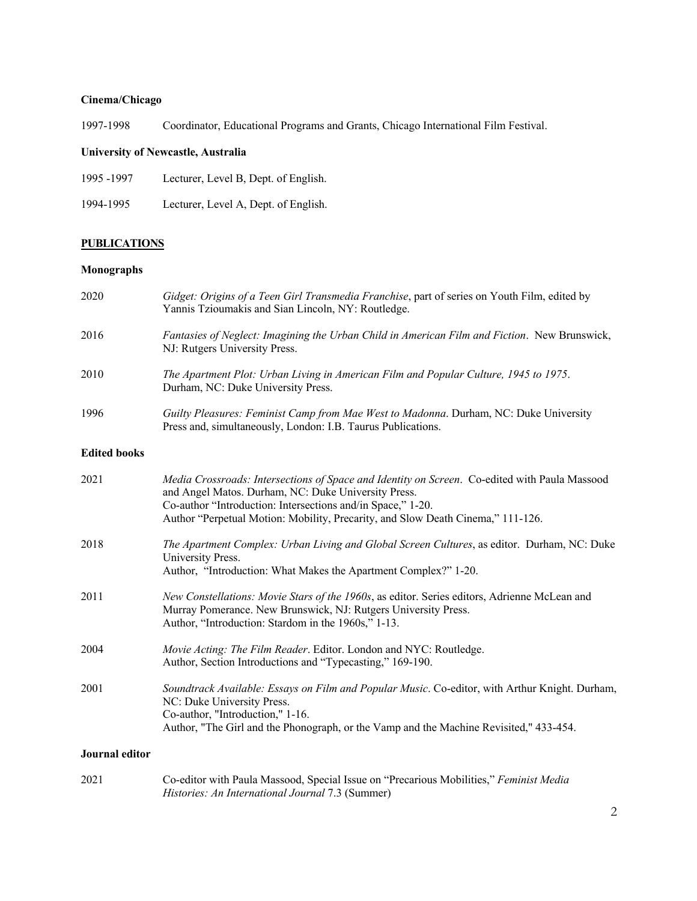**Cinema/Chicago**

1997-1998 Coordinator, Educational Programs and Grants, Chicago International Film Festival.

**University of Newcastle, Australia**

1995 -1997 Lecturer, Level B, Dept. of English.

1994-1995 Lecturer, Level A, Dept. of English.

## PUBLICATIONS

### Monographs

2020 *Gidget: Origins of a Teen Girl Transmedia Franchise*, part of series on Youth Film, edited by Yannis Tzioumakis and Sian Lincoln, NY: Routledge.

2016 *Fantasies of Neglect: Imagining the Urban Child in American Film and Fiction*. New Brunswick, NJ: Rutgers University Press.

2010 *The Apartment Plot: Urban Living in American Film and Popular Culture, 1945 to 1975*. Durham, NC: Duke University Press.

1996 *Guilty Pleasures: Feminist Camp from Mae West to Madonna*. Durham, NC: Duke University Press and, simultaneously, London: I.B. Taurus Publications.

### Edited books

2021 *Media Crossroads: Intersections of Space and Identity on Screen*. Co-edited with Paula Massood and Angel Matos. Durham, NC: Duke University Press.
Co-author "Introduction: Intersections and/in Space," 1-20.
Author "Perpetual Motion: Mobility, Precarity, and Slow Death Cinema," 111-126.

2018 *The Apartment Complex: Urban Living and Global Screen Cultures*, as editor. Durham, NC: Duke University Press.
Author, "Introduction: What Makes the Apartment Complex?" 1-20.

2011 *New Constellations: Movie Stars of the 1960s*, as editor. Series editors, Adrienne McLean and Murray Pomerance. New Brunswick, NJ: Rutgers University Press.
Author, "Introduction: Stardom in the 1960s," 1-13.

2004 *Movie Acting: The Film Reader*. Editor. London and NYC: Routledge.
Author, Section Introductions and "Typecasting," 169-190.

2001 *Soundtrack Available: Essays on Film and Popular Music*. Co-editor, with Arthur Knight. Durham, NC: Duke University Press.
Co-author, "Introduction," 1-16.
Author, "The Girl and the Phonograph, or the Vamp and the Machine Revisited," 433-454.

### Journal editor

2021 Co-editor with Paula Massood, Special Issue on "Precarious Mobilities," *Feminist Media Histories: An International Journal* 7.3 (Summer)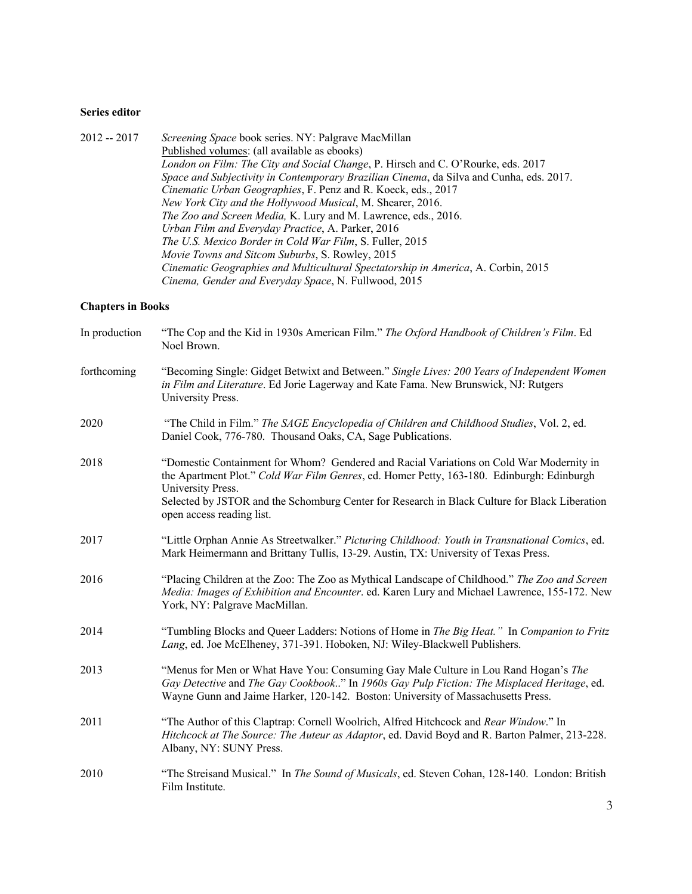**Series editor**

2012 -- 2017 *Screening Space* book series. NY: Palgrave MacMillan

Published volumes: (all available as ebooks)

*London on Film: The City and Social Change*, P. Hirsch and C. O'Rourke, eds. 2017

*Space and Subjectivity in Contemporary Brazilian Cinema*, da Silva and Cunha, eds. 2017.

*Cinematic Urban Geographies*, F. Penz and R. Koeck, eds., 2017

*New York City and the Hollywood Musical*, M. Shearer, 2016.

*The Zoo and Screen Media,* K. Lury and M. Lawrence, eds., 2016.

*Urban Film and Everyday Practice*, A. Parker, 2016

*The U.S. Mexico Border in Cold War Film*, S. Fuller, 2015

*Movie Towns and Sitcom Suburbs*, S. Rowley, 2015

*Cinematic Geographies and Multicultural Spectatorship in America*, A. Corbin, 2015

*Cinema, Gender and Everyday Space*, N. Fullwood, 2015

**Chapters in Books**

In production "The Cop and the Kid in 1930s American Film." *The Oxford Handbook of Children's Film*. Ed Noel Brown.

forthcoming "Becoming Single: Gidget Betwixt and Between." *Single Lives: 200 Years of Independent Women in Film and Literature*. Ed Jorie Lagerway and Kate Fama. New Brunswick, NJ: Rutgers University Press.

2020 "The Child in Film." *The SAGE Encyclopedia of Children and Childhood Studies*, Vol. 2, ed. Daniel Cook, 776-780. Thousand Oaks, CA, Sage Publications.

2018 "Domestic Containment for Whom? Gendered and Racial Variations on Cold War Modernity in the Apartment Plot." *Cold War Film Genres*, ed. Homer Petty, 163-180. Edinburgh: Edinburgh University Press.
Selected by JSTOR and the Schomburg Center for Research in Black Culture for Black Liberation open access reading list.

2017 "Little Orphan Annie As Streetwalker." *Picturing Childhood: Youth in Transnational Comics*, ed. Mark Heimermann and Brittany Tullis, 13-29. Austin, TX: University of Texas Press.

2016 "Placing Children at the Zoo: The Zoo as Mythical Landscape of Childhood." *The Zoo and Screen Media: Images of Exhibition and Encounter*. ed. Karen Lury and Michael Lawrence, 155-172. New York, NY: Palgrave MacMillan.

2014 "Tumbling Blocks and Queer Ladders: Notions of Home in *The Big Heat.*" In *Companion to Fritz Lang*, ed. Joe McElheney, 371-391. Hoboken, NJ: Wiley-Blackwell Publishers.

2013 "Menus for Men or What Have You: Consuming Gay Male Culture in Lou Rand Hogan's *The Gay Detective* and *The Gay Cookbook*.." In *1960s Gay Pulp Fiction: The Misplaced Heritage*, ed. Wayne Gunn and Jaime Harker, 120-142. Boston: University of Massachusetts Press.

2011 "The Author of this Claptrap: Cornell Woolrich, Alfred Hitchcock and *Rear Window*." In *Hitchcock at The Source: The Auteur as Adaptor*, ed. David Boyd and R. Barton Palmer, 213-228. Albany, NY: SUNY Press.

2010 "The Streisand Musical." In *The Sound of Musicals*, ed. Steven Cohan, 128-140. London: British Film Institute.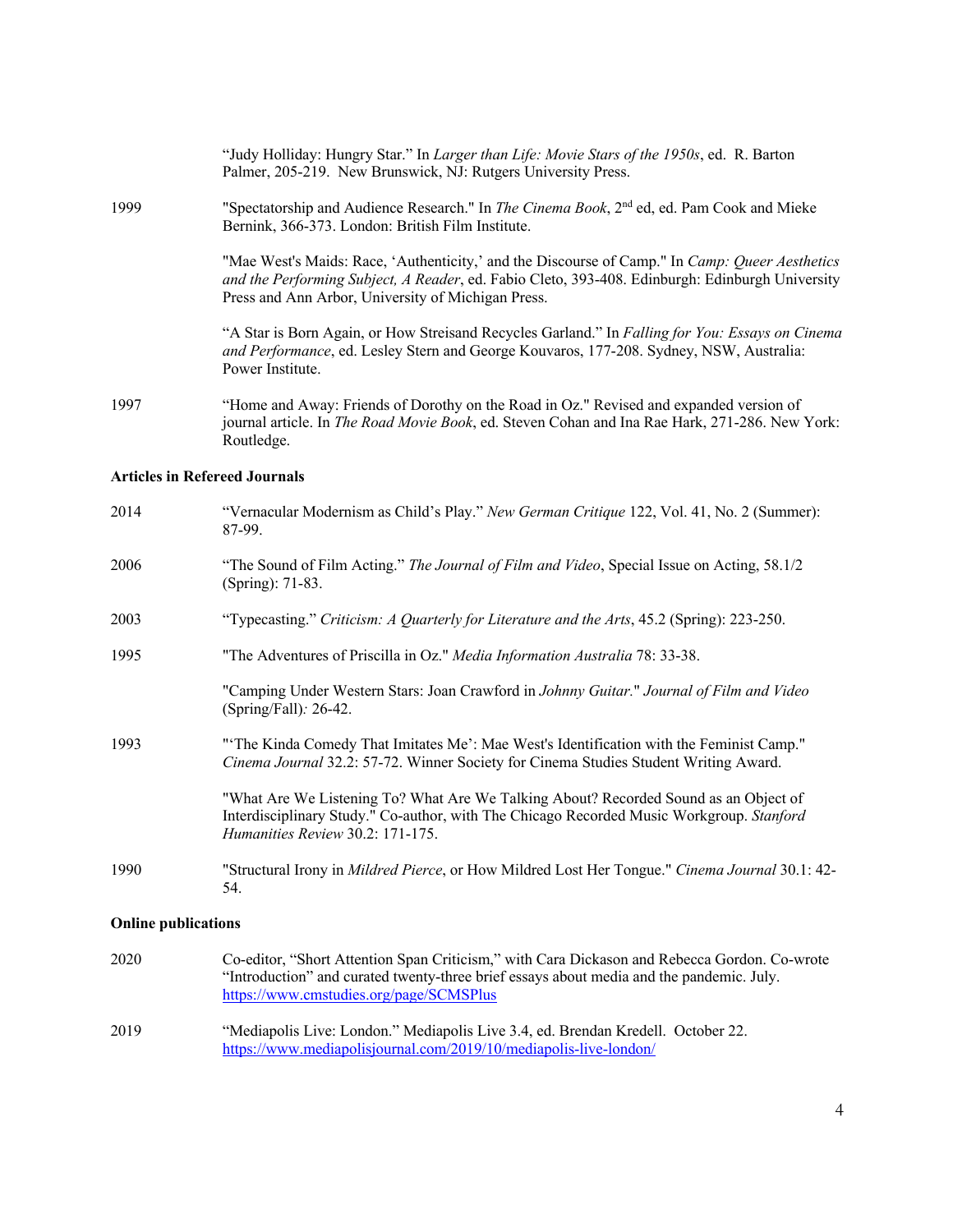"Judy Holliday: Hungry Star." In *Larger than Life: Movie Stars of the 1950s*, ed. R. Barton Palmer, 205-219. New Brunswick, NJ: Rutgers University Press.

1999 — "Spectatorship and Audience Research." In *The Cinema Book*, 2nd ed, ed. Pam Cook and Mieke Bernink, 366-373. London: British Film Institute.

"Mae West's Maids: Race, 'Authenticity,' and the Discourse of Camp." In *Camp: Queer Aesthetics and the Performing Subject, A Reader*, ed. Fabio Cleto, 393-408. Edinburgh: Edinburgh University Press and Ann Arbor, University of Michigan Press.

"A Star is Born Again, or How Streisand Recycles Garland." In *Falling for You: Essays on Cinema and Performance*, ed. Lesley Stern and George Kouvaros, 177-208. Sydney, NSW, Australia: Power Institute.

1997 — "Home and Away: Friends of Dorothy on the Road in Oz." Revised and expanded version of journal article. In *The Road Movie Book*, ed. Steven Cohan and Ina Rae Hark, 271-286. New York: Routledge.

**Articles in Refereed Journals**

2014 — "Vernacular Modernism as Child's Play." *New German Critique* 122, Vol. 41, No. 2 (Summer): 87-99.

2006 — "The Sound of Film Acting." *The Journal of Film and Video*, Special Issue on Acting, 58.1/2 (Spring): 71-83.

2003 — "Typecasting." *Criticism: A Quarterly for Literature and the Arts*, 45.2 (Spring): 223-250.

1995 — "The Adventures of Priscilla in Oz." *Media Information Australia* 78: 33-38.

"Camping Under Western Stars: Joan Crawford in *Johnny Guitar*." *Journal of Film and Video* (Spring/Fall): 26-42.

1993 — "'The Kinda Comedy That Imitates Me': Mae West's Identification with the Feminist Camp." *Cinema Journal* 32.2: 57-72. Winner Society for Cinema Studies Student Writing Award.

"What Are We Listening To? What Are We Talking About? Recorded Sound as an Object of Interdisciplinary Study." Co-author, with The Chicago Recorded Music Workgroup. *Stanford Humanities Review* 30.2: 171-175.

1990 — "Structural Irony in *Mildred Pierce*, or How Mildred Lost Her Tongue." *Cinema Journal* 30.1: 42-54.

**Online publications**

2020 — Co-editor, "Short Attention Span Criticism," with Cara Dickason and Rebecca Gordon. Co-wrote "Introduction" and curated twenty-three brief essays about media and the pandemic. July. https://www.cmstudies.org/page/SCMSPlus

2019 — "Mediapolis Live: London." Mediapolis Live 3.4, ed. Brendan Kredell. October 22. https://www.mediapolisjournal.com/2019/10/mediapolis-live-london/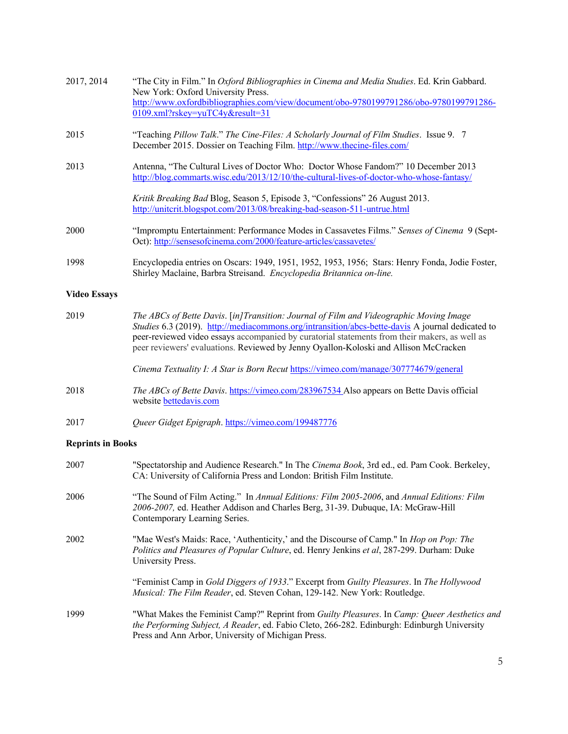2017, 2014 — "The City in Film." In *Oxford Bibliographies in Cinema and Media Studies*. Ed. Krin Gabbard. New York: Oxford University Press. http://www.oxfordbibliographies.com/view/document/obo-9780199791286/obo-9780199791286-0109.xml?rskey=yuTC4y&result=31

2015 — "Teaching *Pillow Talk*." *The Cine-Files: A Scholarly Journal of Film Studies*. Issue 9. 7 December 2015. Dossier on Teaching Film. http://www.thecine-files.com/

2013 — Antenna, "The Cultural Lives of Doctor Who: Doctor Whose Fandom?" 10 December 2013 http://blog.commarts.wisc.edu/2013/12/10/the-cultural-lives-of-doctor-who-whose-fantasy/

*Kritik Breaking Bad* Blog, Season 5, Episode 3, "Confessions" 26 August 2013. http://unitcrit.blogspot.com/2013/08/breaking-bad-season-511-untrue.html

2000 — "Impromptu Entertainment: Performance Modes in Cassavetes Films." *Senses of Cinema* 9 (Sept-Oct): http://sensesofcinema.com/2000/feature-articles/cassavetes/

1998 — Encyclopedia entries on Oscars: 1949, 1951, 1952, 1953, 1956; Stars: Henry Fonda, Jodie Foster, Shirley Maclaine, Barbra Streisand. *Encyclopedia Britannica on-line.*

**Video Essays**

2019 — *The ABCs of Bette Davis*. [*in]Transition: Journal of Film and Videographic Moving Image Studies* 6.3 (2019). http://mediacommons.org/intransition/abcs-bette-davis A journal dedicated to peer-reviewed video essays accompanied by curatorial statements from their makers, as well as peer reviewers' evaluations. Reviewed by Jenny Oyallon-Koloski and Allison McCracken

*Cinema Textuality I: A Star is Born Recut* https://vimeo.com/manage/307774679/general

2018 — *The ABCs of Bette Davis*. https://vimeo.com/283967534 Also appears on Bette Davis official website bettedavis.com

2017 — *Queer Gidget Epigraph*. https://vimeo.com/199487776

**Reprints in Books**

2007 — "Spectatorship and Audience Research." In The *Cinema Book*, 3rd ed., ed. Pam Cook. Berkeley, CA: University of California Press and London: British Film Institute.

2006 — "The Sound of Film Acting." In *Annual Editions: Film 2005-2006*, and *Annual Editions: Film 2006-2007,* ed. Heather Addison and Charles Berg, 31-39. Dubuque, IA: McGraw-Hill Contemporary Learning Series.

2002 — "Mae West's Maids: Race, 'Authenticity,' and the Discourse of Camp." In *Hop on Pop: The Politics and Pleasures of Popular Culture*, ed. Henry Jenkins *et al*, 287-299. Durham: Duke University Press.

"Feminist Camp in *Gold Diggers of 1933*." Excerpt from *Guilty Pleasures*. In *The Hollywood Musical: The Film Reader*, ed. Steven Cohan, 129-142. New York: Routledge.

1999 — "What Makes the Feminist Camp?" Reprint from *Guilty Pleasures*. In *Camp: Queer Aesthetics and the Performing Subject, A Reader*, ed. Fabio Cleto, 266-282. Edinburgh: Edinburgh University Press and Ann Arbor, University of Michigan Press.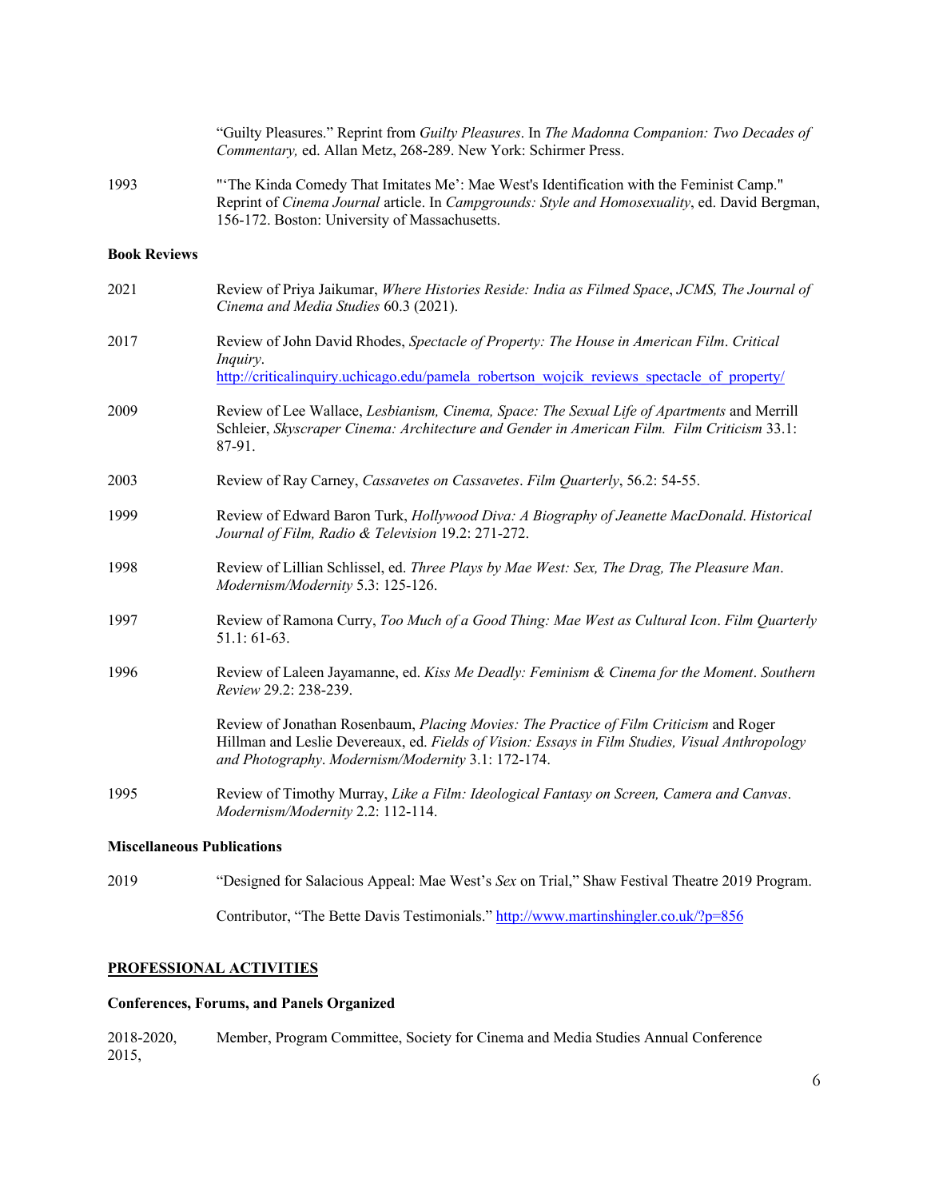"Guilty Pleasures." Reprint from *Guilty Pleasures*. In *The Madonna Companion: Two Decades of Commentary,* ed. Allan Metz, 268-289. New York: Schirmer Press.

1993 — "'The Kinda Comedy That Imitates Me': Mae West's Identification with the Feminist Camp." Reprint of *Cinema Journal* article. In *Campgrounds: Style and Homosexuality*, ed. David Bergman, 156-172. Boston: University of Massachusetts.

**Book Reviews**

2021 — Review of Priya Jaikumar, *Where Histories Reside: India as Filmed Space*, *JCMS, The Journal of Cinema and Media Studies* 60.3 (2021).

2017 — Review of John David Rhodes, *Spectacle of Property: The House in American Film*. *Critical Inquiry*. http://criticalinquiry.uchicago.edu/pamela_robertson_wojcik_reviews_spectacle_of_property/

2009 — Review of Lee Wallace, *Lesbianism, Cinema, Space: The Sexual Life of Apartments* and Merrill Schleier, *Skyscraper Cinema: Architecture and Gender in American Film. Film Criticism* 33.1: 87-91.

2003 — Review of Ray Carney, *Cassavetes on Cassavetes*. *Film Quarterly*, 56.2: 54-55.

1999 — Review of Edward Baron Turk, *Hollywood Diva: A Biography of Jeanette MacDonald*. *Historical Journal of Film, Radio & Television* 19.2: 271-272.

1998 — Review of Lillian Schlissel, ed. *Three Plays by Mae West: Sex, The Drag, The Pleasure Man*. *Modernism/Modernity* 5.3: 125-126.

1997 — Review of Ramona Curry, *Too Much of a Good Thing: Mae West as Cultural Icon*. *Film Quarterly* 51.1: 61-63.

1996 — Review of Laleen Jayamanne, ed. *Kiss Me Deadly: Feminism & Cinema for the Moment*. *Southern Review* 29.2: 238-239.

Review of Jonathan Rosenbaum, *Placing Movies: The Practice of Film Criticism* and Roger Hillman and Leslie Devereaux, ed. *Fields of Vision: Essays in Film Studies, Visual Anthropology and Photography*. *Modernism/Modernity* 3.1: 172-174.

1995 — Review of Timothy Murray, *Like a Film: Ideological Fantasy on Screen, Camera and Canvas*. *Modernism/Modernity* 2.2: 112-114.

**Miscellaneous Publications**

2019 — "Designed for Salacious Appeal: Mae West's *Sex* on Trial," Shaw Festival Theatre 2019 Program.

Contributor, "The Bette Davis Testimonials." http://www.martinshingler.co.uk/?p=856

## PROFESSIONAL ACTIVITIES

**Conferences, Forums, and Panels Organized**

2018-2020, 2015, — Member, Program Committee, Society for Cinema and Media Studies Annual Conference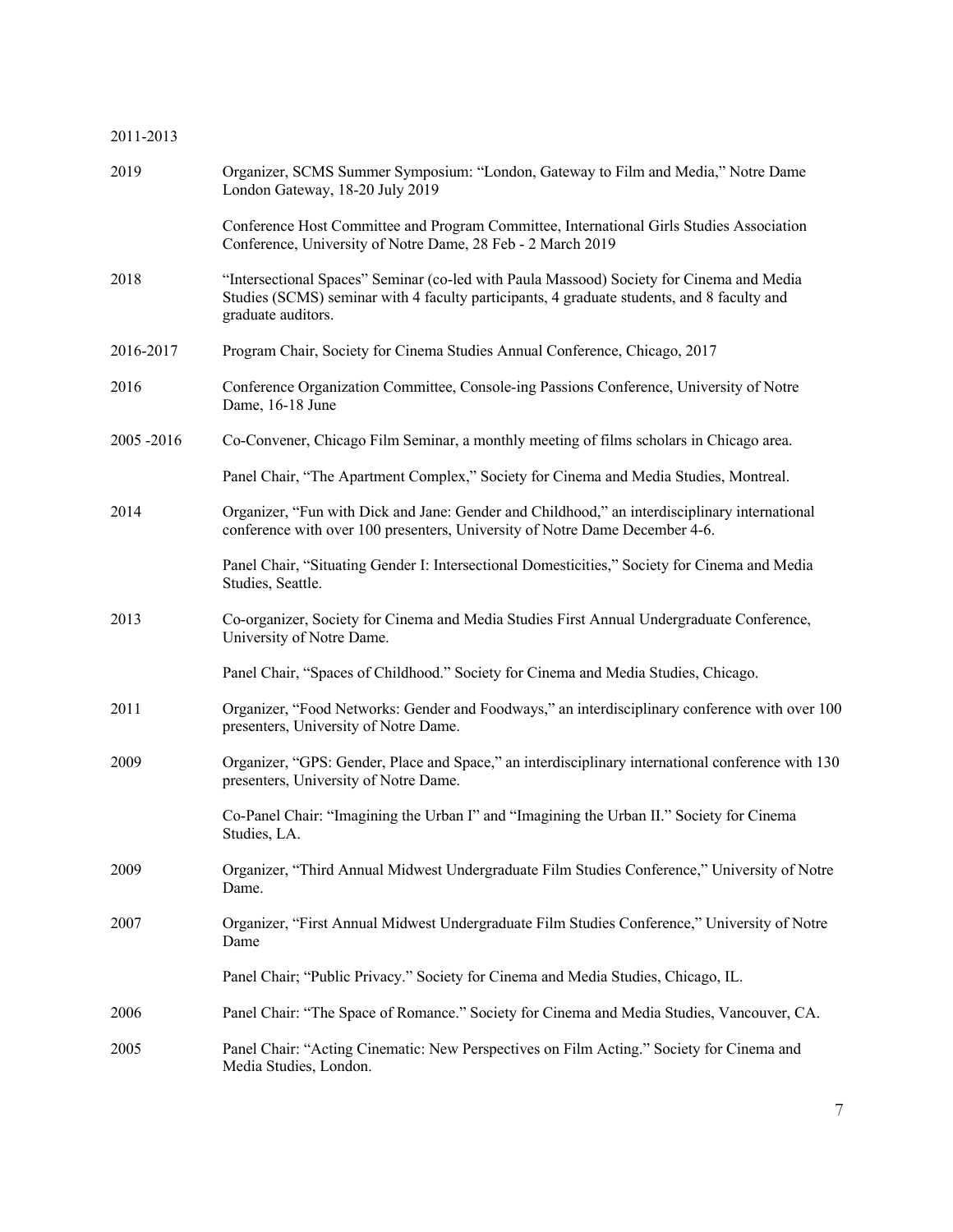2011-2013

2019 Organizer, SCMS Summer Symposium: "London, Gateway to Film and Media," Notre Dame London Gateway, 18-20 July 2019

Conference Host Committee and Program Committee, International Girls Studies Association Conference, University of Notre Dame, 28 Feb - 2 March 2019

2018 "Intersectional Spaces" Seminar (co-led with Paula Massood) Society for Cinema and Media Studies (SCMS) seminar with 4 faculty participants, 4 graduate students, and 8 faculty and graduate auditors.

2016-2017 Program Chair, Society for Cinema Studies Annual Conference, Chicago, 2017

2016 Conference Organization Committee, Console-ing Passions Conference, University of Notre Dame, 16-18 June

2005 -2016 Co-Convener, Chicago Film Seminar, a monthly meeting of films scholars in Chicago area.

Panel Chair, "The Apartment Complex," Society for Cinema and Media Studies, Montreal.

2014 Organizer, "Fun with Dick and Jane: Gender and Childhood," an interdisciplinary international conference with over 100 presenters, University of Notre Dame December 4-6.

Panel Chair, "Situating Gender I: Intersectional Domesticities," Society for Cinema and Media Studies, Seattle.

2013 Co-organizer, Society for Cinema and Media Studies First Annual Undergraduate Conference, University of Notre Dame.

Panel Chair, "Spaces of Childhood." Society for Cinema and Media Studies, Chicago.

2011 Organizer, "Food Networks: Gender and Foodways," an interdisciplinary conference with over 100 presenters, University of Notre Dame.

2009 Organizer, "GPS: Gender, Place and Space," an interdisciplinary international conference with 130 presenters, University of Notre Dame.

Co-Panel Chair: "Imagining the Urban I" and "Imagining the Urban II." Society for Cinema Studies, LA.

2009 Organizer, "Third Annual Midwest Undergraduate Film Studies Conference," University of Notre Dame.

2007 Organizer, "First Annual Midwest Undergraduate Film Studies Conference," University of Notre Dame

Panel Chair; "Public Privacy." Society for Cinema and Media Studies, Chicago, IL.

2006 Panel Chair: "The Space of Romance." Society for Cinema and Media Studies, Vancouver, CA.

2005 Panel Chair: "Acting Cinematic: New Perspectives on Film Acting." Society for Cinema and Media Studies, London.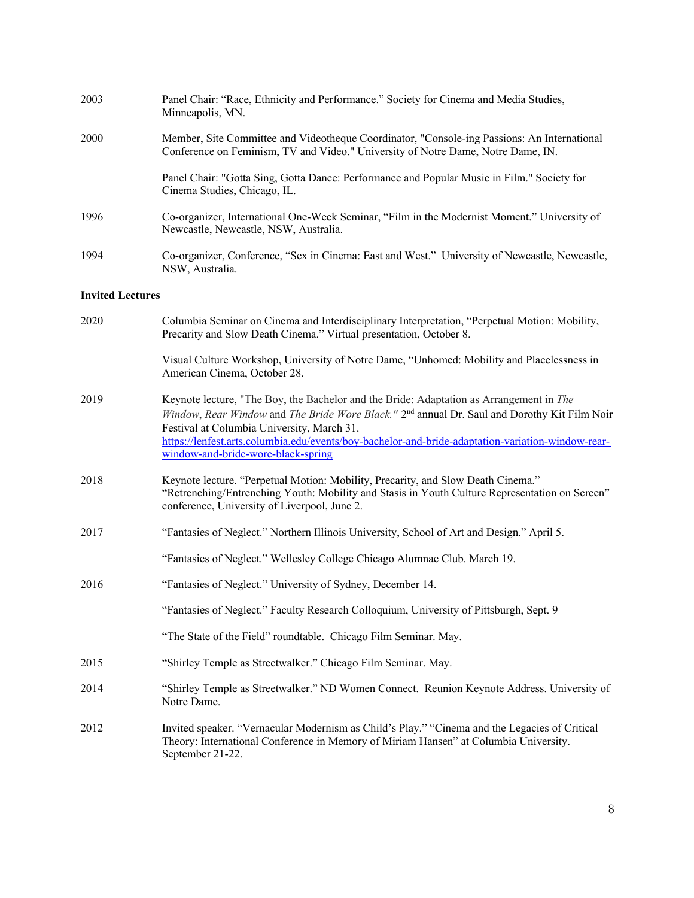2003 Panel Chair: “Race, Ethnicity and Performance.” Society for Cinema and Media Studies, Minneapolis, MN.

2000 Member, Site Committee and Videotheque Coordinator, "Console-ing Passions: An International Conference on Feminism, TV and Video." University of Notre Dame, Notre Dame, IN.

Panel Chair: "Gotta Sing, Gotta Dance: Performance and Popular Music in Film." Society for Cinema Studies, Chicago, IL.

1996 Co-organizer, International One-Week Seminar, “Film in the Modernist Moment.” University of Newcastle, Newcastle, NSW, Australia.

1994 Co-organizer, Conference, “Sex in Cinema: East and West.” University of Newcastle, Newcastle, NSW, Australia.

**Invited Lectures**

2020 Columbia Seminar on Cinema and Interdisciplinary Interpretation, “Perpetual Motion: Mobility, Precarity and Slow Death Cinema.” Virtual presentation, October 8.

Visual Culture Workshop, University of Notre Dame, “Unhomed: Mobility and Placelessness in American Cinema, October 28.

2019 Keynote lecture, "The Boy, the Bachelor and the Bride: Adaptation as Arrangement in *The Window*, *Rear Window* and *The Bride Wore Black."* 2nd annual Dr. Saul and Dorothy Kit Film Noir Festival at Columbia University, March 31.
https://lenfest.arts.columbia.edu/events/boy-bachelor-and-bride-adaptation-variation-window-rear-window-and-bride-wore-black-spring

2018 Keynote lecture. “Perpetual Motion: Mobility, Precarity, and Slow Death Cinema.” “Retrenching/Entrenching Youth: Mobility and Stasis in Youth Culture Representation on Screen” conference, University of Liverpool, June 2.

2017 “Fantasies of Neglect.” Northern Illinois University, School of Art and Design.” April 5.

“Fantasies of Neglect.” Wellesley College Chicago Alumnae Club. March 19.

2016 “Fantasies of Neglect.” University of Sydney, December 14.

“Fantasies of Neglect.” Faculty Research Colloquium, University of Pittsburgh, Sept. 9

“The State of the Field” roundtable. Chicago Film Seminar. May.

2015 “Shirley Temple as Streetwalker.” Chicago Film Seminar. May.

2014 “Shirley Temple as Streetwalker.” ND Women Connect. Reunion Keynote Address. University of Notre Dame.

2012 Invited speaker. “Vernacular Modernism as Child’s Play.” “Cinema and the Legacies of Critical Theory: International Conference in Memory of Miriam Hansen” at Columbia University. September 21-22.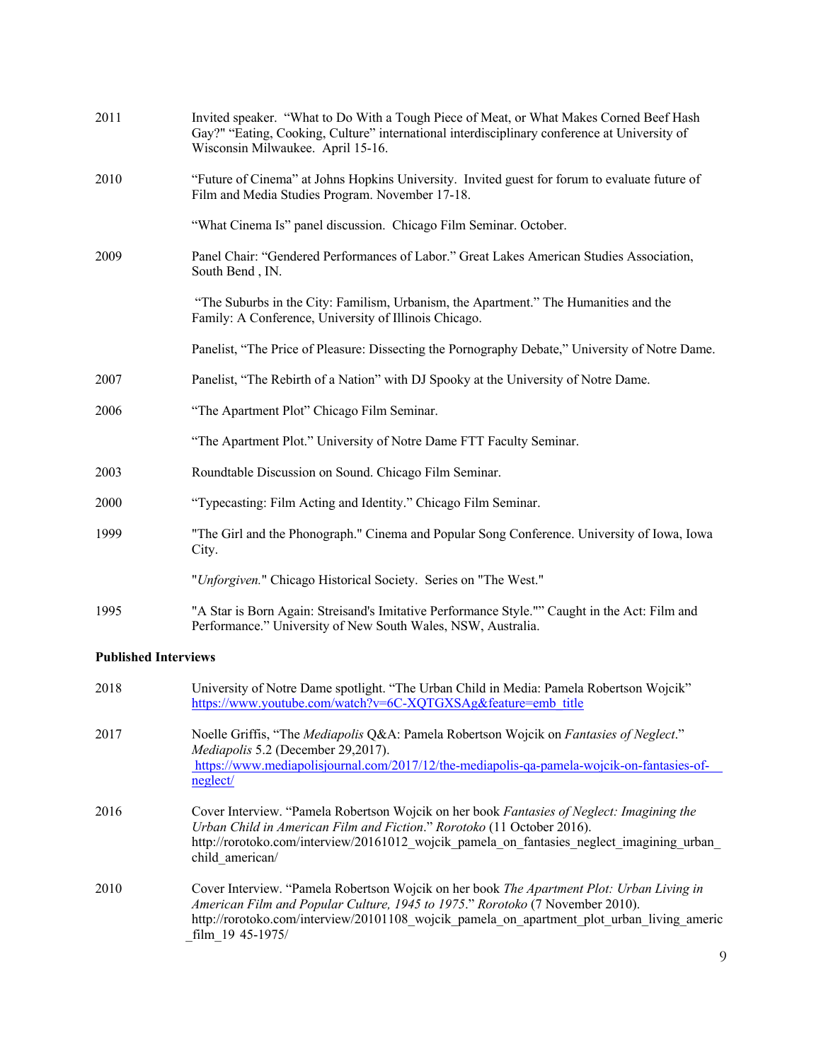| | |
|---|---|
| 2011 | Invited speaker. "What to Do With a Tough Piece of Meat, or What Makes Corned Beef Hash Gay?" "Eating, Cooking, Culture" international interdisciplinary conference at University of Wisconsin Milwaukee. April 15-16. |
| 2010 | "Future of Cinema" at Johns Hopkins University. Invited guest for forum to evaluate future of Film and Media Studies Program. November 17-18. |
| | "What Cinema Is" panel discussion. Chicago Film Seminar. October. |
| 2009 | Panel Chair: "Gendered Performances of Labor." Great Lakes American Studies Association, South Bend , IN. |
| | "The Suburbs in the City: Familism, Urbanism, the Apartment." The Humanities and the Family: A Conference, University of Illinois Chicago. |
| | Panelist, "The Price of Pleasure: Dissecting the Pornography Debate," University of Notre Dame. |
| 2007 | Panelist, "The Rebirth of a Nation" with DJ Spooky at the University of Notre Dame. |
| 2006 | "The Apartment Plot" Chicago Film Seminar. |
| | "The Apartment Plot." University of Notre Dame FTT Faculty Seminar. |
| 2003 | Roundtable Discussion on Sound. Chicago Film Seminar. |
| 2000 | "Typecasting: Film Acting and Identity." Chicago Film Seminar. |
| 1999 | "The Girl and the Phonograph." Cinema and Popular Song Conference. University of Iowa, Iowa City. |
| | "*Unforgiven.*" Chicago Historical Society. Series on "The West." |
| 1995 | "A Star is Born Again: Streisand's Imitative Performance Style."" Caught in the Act: Film and Performance." University of New South Wales, NSW, Australia. |

**Published Interviews**

| | |
|---|---|
| 2018 | University of Notre Dame spotlight. "The Urban Child in Media: Pamela Robertson Wojcik" https://www.youtube.com/watch?v=6C-XQTGXSAg&feature=emb_title |
| 2017 | Noelle Griffis, "The *Mediapolis* Q&A: Pamela Robertson Wojcik on *Fantasies of Neglect*." *Mediapolis* 5.2 (December 29,2017). https://www.mediapolisjournal.com/2017/12/the-mediapolis-qa-pamela-wojcik-on-fantasies-of-neglect/ |
| 2016 | Cover Interview. "Pamela Robertson Wojcik on her book *Fantasies of Neglect: Imagining the Urban Child in American Film and Fiction*." *Rorotoko* (11 October 2016). http://rorotoko.com/interview/20161012_wojcik_pamela_on_fantasies_neglect_imagining_urban_child_american/ |
| 2010 | Cover Interview. "Pamela Robertson Wojcik on her book *The Apartment Plot: Urban Living in American Film and Popular Culture, 1945 to 1975*." *Rorotoko* (7 November 2010). http://rorotoko.com/interview/20101108_wojcik_pamela_on_apartment_plot_urban_living_americ_film_19 45-1975/ |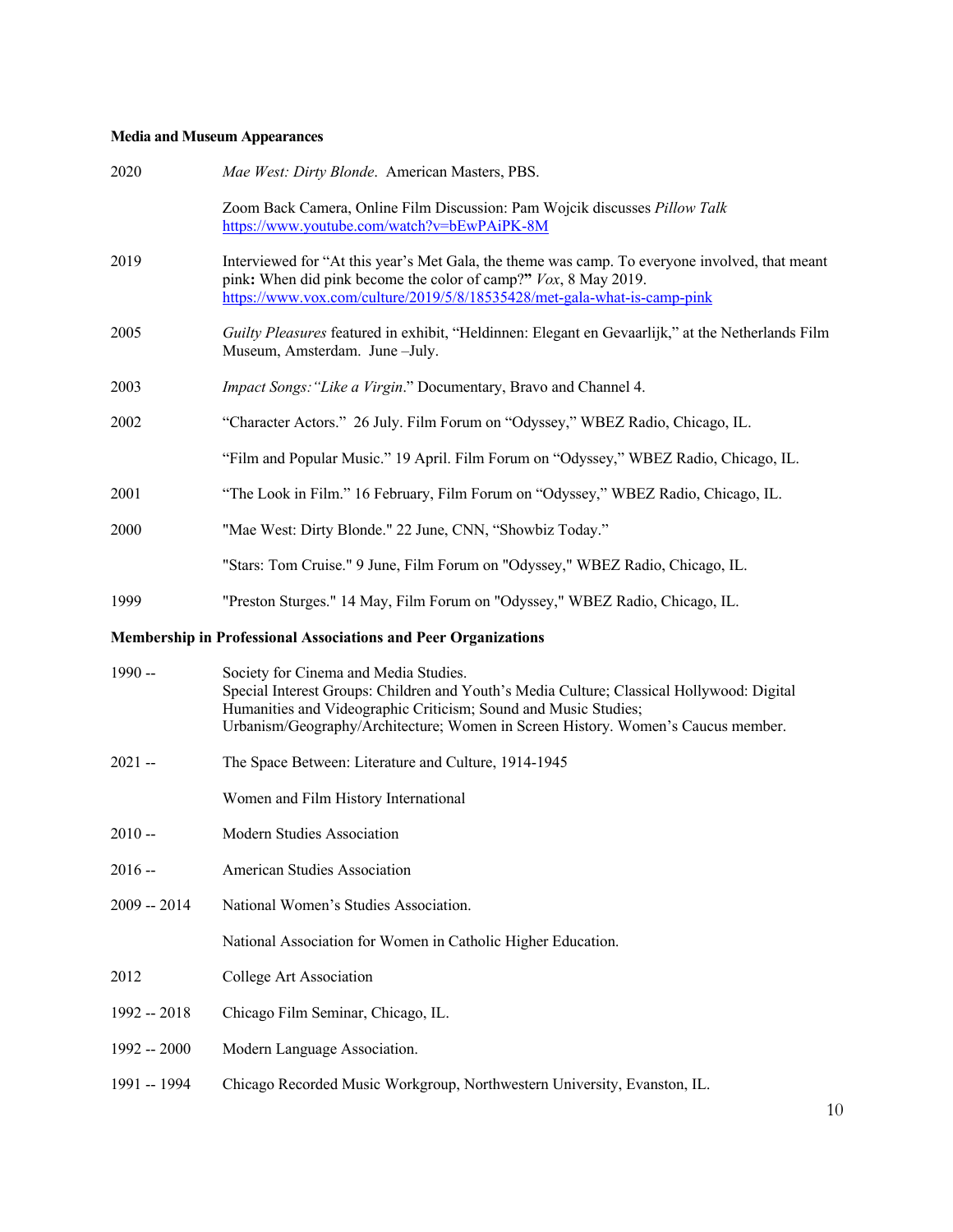**Media and Museum Appearances**

| | |
|---|---|
| 2020 | *Mae West: Dirty Blonde*. American Masters, PBS. |
| | Zoom Back Camera, Online Film Discussion: Pam Wojcik discusses *Pillow Talk* https://www.youtube.com/watch?v=bEwPAiPK-8M |
| 2019 | Interviewed for "At this year's Met Gala, the theme was camp. To everyone involved, that meant pink**:** When did pink become the color of camp?**"** *Vox*, 8 May 2019. https://www.vox.com/culture/2019/5/8/18535428/met-gala-what-is-camp-pink |
| 2005 | *Guilty Pleasures* featured in exhibit, "Heldinnen: Elegant en Gevaarlijk," at the Netherlands Film Museum, Amsterdam. June –July. |
| 2003 | *Impact Songs:"Like a Virgin*." Documentary, Bravo and Channel 4. |
| 2002 | "Character Actors." 26 July. Film Forum on "Odyssey," WBEZ Radio, Chicago, IL. |
| | "Film and Popular Music." 19 April. Film Forum on "Odyssey," WBEZ Radio, Chicago, IL. |
| 2001 | "The Look in Film." 16 February, Film Forum on "Odyssey," WBEZ Radio, Chicago, IL. |
| 2000 | "Mae West: Dirty Blonde." 22 June, CNN, "Showbiz Today." |
| | "Stars: Tom Cruise." 9 June, Film Forum on "Odyssey," WBEZ Radio, Chicago, IL. |
| 1999 | "Preston Sturges." 14 May, Film Forum on "Odyssey," WBEZ Radio, Chicago, IL. |

**Membership in Professional Associations and Peer Organizations**

| | |
|---|---|
| 1990 -- | Society for Cinema and Media Studies. Special Interest Groups: Children and Youth's Media Culture; Classical Hollywood: Digital Humanities and Videographic Criticism; Sound and Music Studies; Urbanism/Geography/Architecture; Women in Screen History. Women's Caucus member. |
| 2021 -- | The Space Between: Literature and Culture, 1914-1945 |
| | Women and Film History International |
| 2010 -- | Modern Studies Association |
| 2016 -- | American Studies Association |
| 2009 -- 2014 | National Women's Studies Association. |
| | National Association for Women in Catholic Higher Education. |
| 2012 | College Art Association |
| 1992 -- 2018 | Chicago Film Seminar, Chicago, IL. |
| 1992 -- 2000 | Modern Language Association. |
| 1991 -- 1994 | Chicago Recorded Music Workgroup, Northwestern University, Evanston, IL. |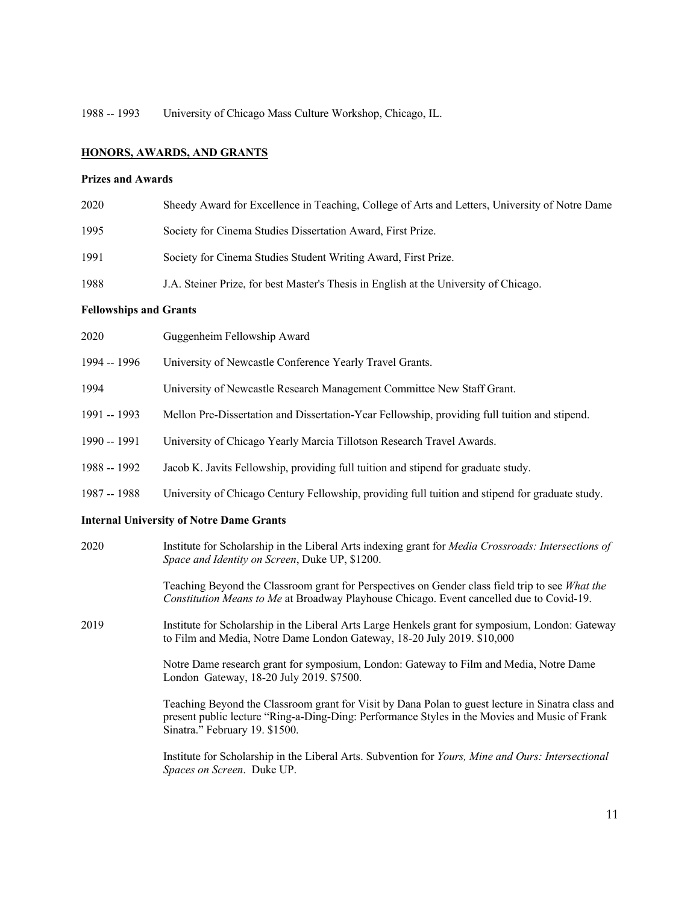1988 -- 1993 University of Chicago Mass Culture Workshop, Chicago, IL.

## HONORS, AWARDS, AND GRANTS

### Prizes and Awards

2020 Sheedy Award for Excellence in Teaching, College of Arts and Letters, University of Notre Dame

1995 Society for Cinema Studies Dissertation Award, First Prize.

1991 Society for Cinema Studies Student Writing Award, First Prize.

1988 J.A. Steiner Prize, for best Master's Thesis in English at the University of Chicago.

### Fellowships and Grants

2020 Guggenheim Fellowship Award

1994 -- 1996 University of Newcastle Conference Yearly Travel Grants.

1994 University of Newcastle Research Management Committee New Staff Grant.

1991 -- 1993 Mellon Pre-Dissertation and Dissertation-Year Fellowship, providing full tuition and stipend.

1990 -- 1991 University of Chicago Yearly Marcia Tillotson Research Travel Awards.

1988 -- 1992 Jacob K. Javits Fellowship, providing full tuition and stipend for graduate study.

1987 -- 1988 University of Chicago Century Fellowship, providing full tuition and stipend for graduate study.

### Internal University of Notre Dame Grants

2020 Institute for Scholarship in the Liberal Arts indexing grant for *Media Crossroads: Intersections of Space and Identity on Screen*, Duke UP, $1200.

Teaching Beyond the Classroom grant for Perspectives on Gender class field trip to see *What the Constitution Means to Me* at Broadway Playhouse Chicago. Event cancelled due to Covid-19.

2019 Institute for Scholarship in the Liberal Arts Large Henkels grant for symposium, London: Gateway to Film and Media, Notre Dame London Gateway, 18-20 July 2019. $10,000

Notre Dame research grant for symposium, London: Gateway to Film and Media, Notre Dame London Gateway, 18-20 July 2019. $7500.

Teaching Beyond the Classroom grant for Visit by Dana Polan to guest lecture in Sinatra class and present public lecture "Ring-a-Ding-Ding: Performance Styles in the Movies and Music of Frank Sinatra." February 19. $1500.

Institute for Scholarship in the Liberal Arts. Subvention for *Yours, Mine and Ours: Intersectional Spaces on Screen*. Duke UP.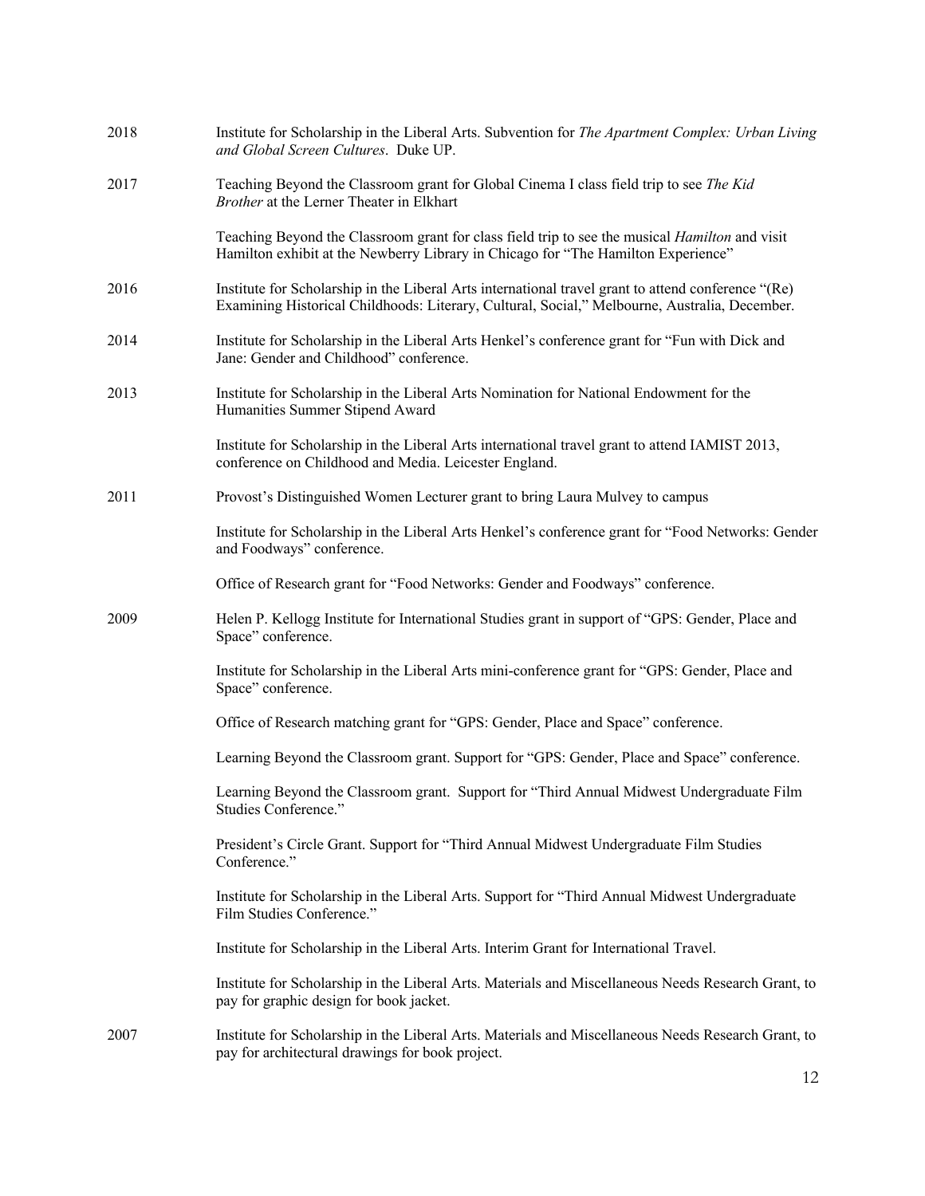2018 Institute for Scholarship in the Liberal Arts. Subvention for *The Apartment Complex: Urban Living and Global Screen Cultures*. Duke UP.

2017 Teaching Beyond the Classroom grant for Global Cinema I class field trip to see *The Kid Brother* at the Lerner Theater in Elkhart

Teaching Beyond the Classroom grant for class field trip to see the musical *Hamilton* and visit Hamilton exhibit at the Newberry Library in Chicago for "The Hamilton Experience"

2016 Institute for Scholarship in the Liberal Arts international travel grant to attend conference "(Re) Examining Historical Childhoods: Literary, Cultural, Social," Melbourne, Australia, December.

2014 Institute for Scholarship in the Liberal Arts Henkel's conference grant for "Fun with Dick and Jane: Gender and Childhood" conference.

2013 Institute for Scholarship in the Liberal Arts Nomination for National Endowment for the Humanities Summer Stipend Award

Institute for Scholarship in the Liberal Arts international travel grant to attend IAMIST 2013, conference on Childhood and Media. Leicester England.

2011 Provost's Distinguished Women Lecturer grant to bring Laura Mulvey to campus

Institute for Scholarship in the Liberal Arts Henkel's conference grant for "Food Networks: Gender and Foodways" conference.

Office of Research grant for "Food Networks: Gender and Foodways" conference.

2009 Helen P. Kellogg Institute for International Studies grant in support of "GPS: Gender, Place and Space" conference.

Institute for Scholarship in the Liberal Arts mini-conference grant for "GPS: Gender, Place and Space" conference.

Office of Research matching grant for "GPS: Gender, Place and Space" conference.

Learning Beyond the Classroom grant. Support for "GPS: Gender, Place and Space" conference.

Learning Beyond the Classroom grant. Support for "Third Annual Midwest Undergraduate Film Studies Conference."

President's Circle Grant. Support for "Third Annual Midwest Undergraduate Film Studies Conference."

Institute for Scholarship in the Liberal Arts. Support for "Third Annual Midwest Undergraduate Film Studies Conference."

Institute for Scholarship in the Liberal Arts. Interim Grant for International Travel.

Institute for Scholarship in the Liberal Arts. Materials and Miscellaneous Needs Research Grant, to pay for graphic design for book jacket.

2007 Institute for Scholarship in the Liberal Arts. Materials and Miscellaneous Needs Research Grant, to pay for architectural drawings for book project.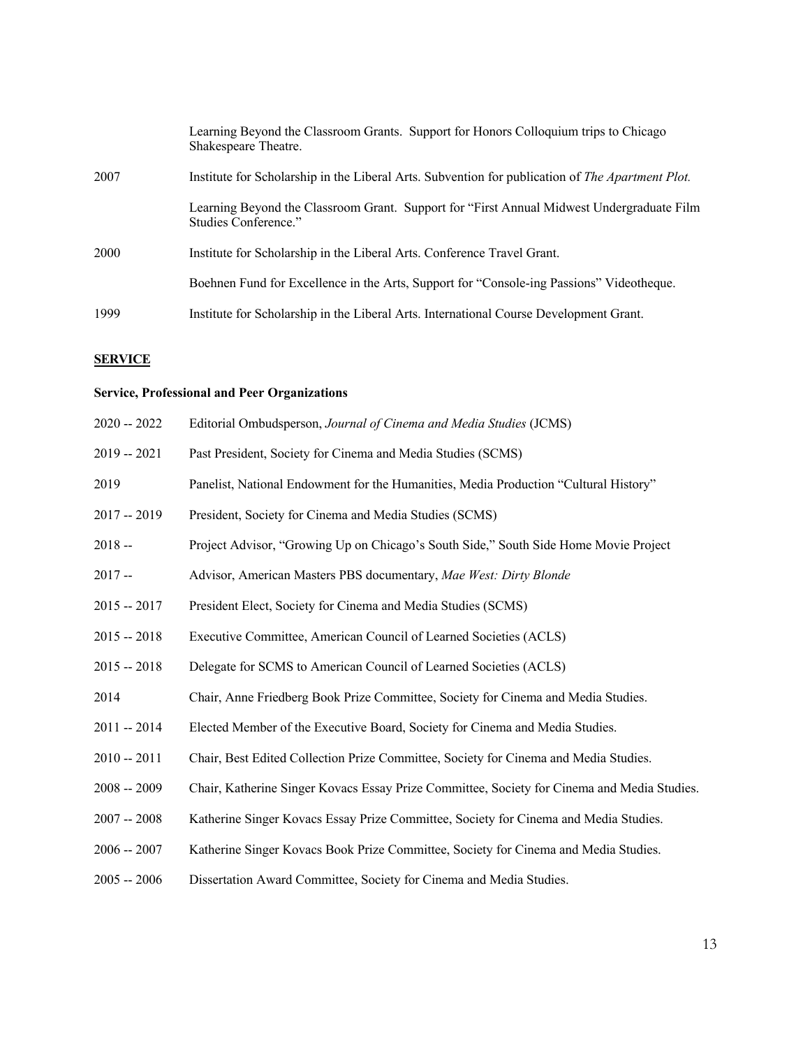| | |
|---|---|
| | Learning Beyond the Classroom Grants. Support for Honors Colloquium trips to Chicago Shakespeare Theatre. |
| 2007 | Institute for Scholarship in the Liberal Arts. Subvention for publication of *The Apartment Plot.* |
| | Learning Beyond the Classroom Grant. Support for "First Annual Midwest Undergraduate Film Studies Conference." |
| 2000 | Institute for Scholarship in the Liberal Arts. Conference Travel Grant. |
| | Boehnen Fund for Excellence in the Arts, Support for "Console-ing Passions" Videotheque. |
| 1999 | Institute for Scholarship in the Liberal Arts. International Course Development Grant. |

## **SERVICE**

### Service, Professional and Peer Organizations

| | |
|---|---|
| 2020 -- 2022 | Editorial Ombudsperson, *Journal of Cinema and Media Studies* (JCMS) |
| 2019 -- 2021 | Past President, Society for Cinema and Media Studies (SCMS) |
| 2019 | Panelist, National Endowment for the Humanities, Media Production "Cultural History" |
| 2017 -- 2019 | President, Society for Cinema and Media Studies (SCMS) |
| 2018 -- | Project Advisor, "Growing Up on Chicago's South Side," South Side Home Movie Project |
| 2017 -- | Advisor, American Masters PBS documentary, *Mae West: Dirty Blonde* |
| 2015 -- 2017 | President Elect, Society for Cinema and Media Studies (SCMS) |
| 2015 -- 2018 | Executive Committee, American Council of Learned Societies (ACLS) |
| 2015 -- 2018 | Delegate for SCMS to American Council of Learned Societies (ACLS) |
| 2014 | Chair, Anne Friedberg Book Prize Committee, Society for Cinema and Media Studies. |
| 2011 -- 2014 | Elected Member of the Executive Board, Society for Cinema and Media Studies. |
| 2010 -- 2011 | Chair, Best Edited Collection Prize Committee, Society for Cinema and Media Studies. |
| 2008 -- 2009 | Chair, Katherine Singer Kovacs Essay Prize Committee, Society for Cinema and Media Studies. |
| 2007 -- 2008 | Katherine Singer Kovacs Essay Prize Committee, Society for Cinema and Media Studies. |
| 2006 -- 2007 | Katherine Singer Kovacs Book Prize Committee, Society for Cinema and Media Studies. |
| 2005 -- 2006 | Dissertation Award Committee, Society for Cinema and Media Studies. |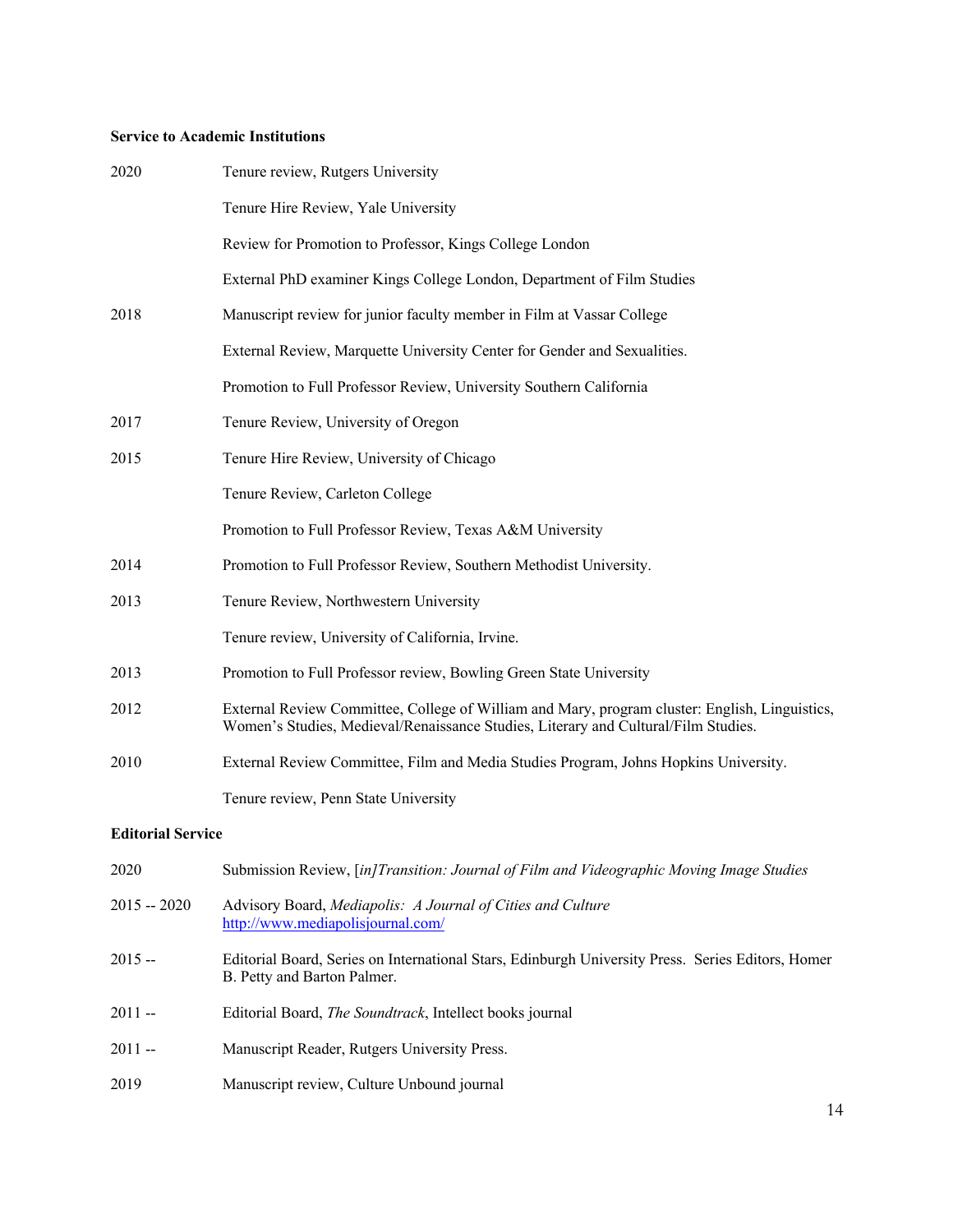**Service to Academic Institutions**

| | |
|---|---|
| 2020 | Tenure review, Rutgers University |
| | Tenure Hire Review, Yale University |
| | Review for Promotion to Professor, Kings College London |
| | External PhD examiner Kings College London, Department of Film Studies |
| 2018 | Manuscript review for junior faculty member in Film at Vassar College |
| | External Review, Marquette University Center for Gender and Sexualities. |
| | Promotion to Full Professor Review, University Southern California |
| 2017 | Tenure Review, University of Oregon |
| 2015 | Tenure Hire Review, University of Chicago |
| | Tenure Review, Carleton College |
| | Promotion to Full Professor Review, Texas A&M University |
| 2014 | Promotion to Full Professor Review, Southern Methodist University. |
| 2013 | Tenure Review, Northwestern University |
| | Tenure review, University of California, Irvine. |
| 2013 | Promotion to Full Professor review, Bowling Green State University |
| 2012 | External Review Committee, College of William and Mary, program cluster: English, Linguistics, Women's Studies, Medieval/Renaissance Studies, Literary and Cultural/Film Studies. |
| 2010 | External Review Committee, Film and Media Studies Program, Johns Hopkins University. |
| | Tenure review, Penn State University |

**Editorial Service**

| | |
|---|---|
| 2020 | Submission Review, [*in]Transition: Journal of Film and Videographic Moving Image Studies* |
| 2015 -- 2020 | Advisory Board, *Mediapolis: A Journal of Cities and Culture* http://www.mediapolisjournal.com/ |
| 2015 -- | Editorial Board, Series on International Stars, Edinburgh University Press. Series Editors, Homer B. Petty and Barton Palmer. |
| 2011 -- | Editorial Board, *The Soundtrack*, Intellect books journal |
| 2011 -- | Manuscript Reader, Rutgers University Press. |
| 2019 | Manuscript review, Culture Unbound journal |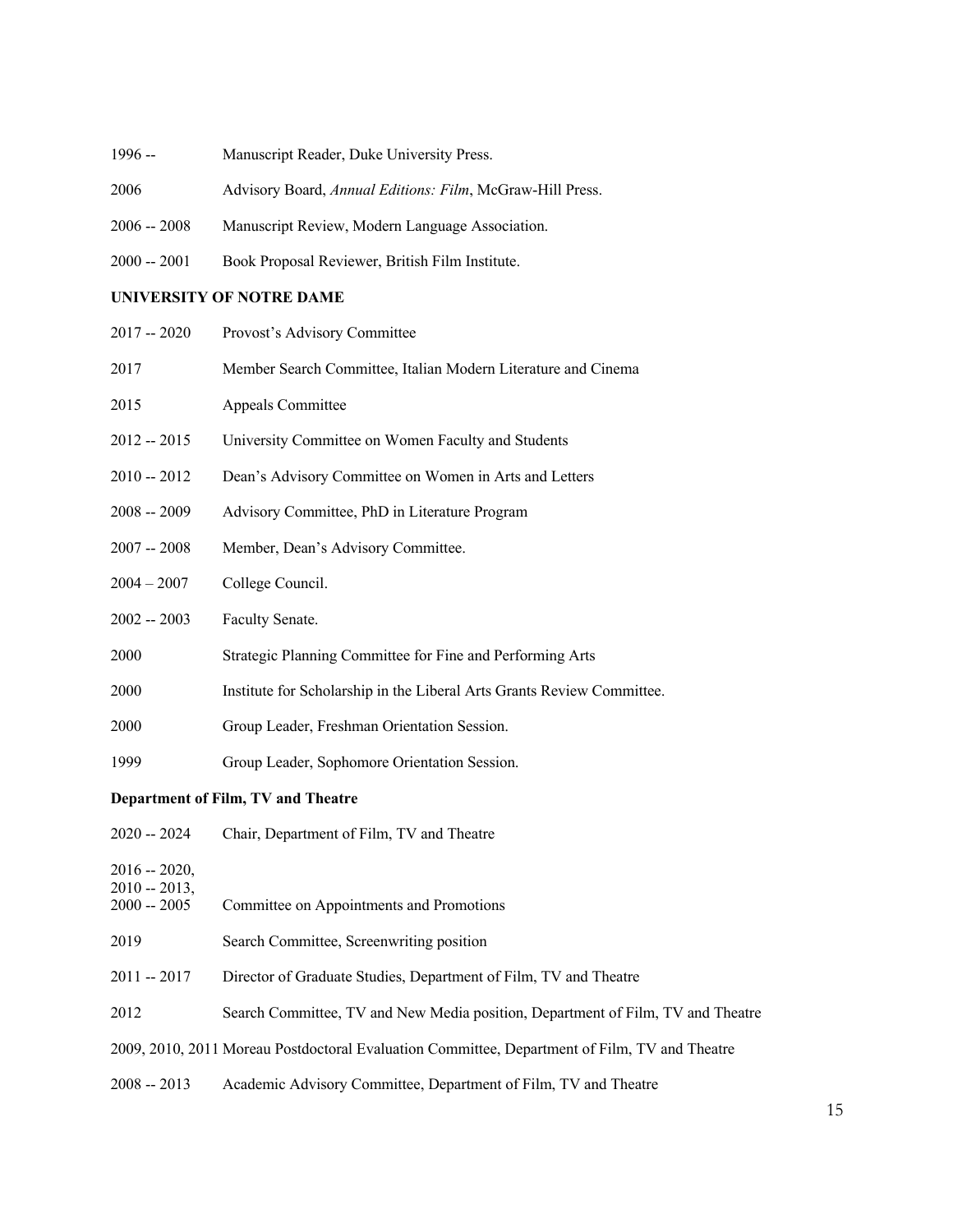1996 -- Manuscript Reader, Duke University Press.

2006 Advisory Board, *Annual Editions: Film*, McGraw-Hill Press.

2006 -- 2008 Manuscript Review, Modern Language Association.

2000 -- 2001 Book Proposal Reviewer, British Film Institute.

**UNIVERSITY OF NOTRE DAME**

2017 -- 2020 Provost's Advisory Committee

2017 Member Search Committee, Italian Modern Literature and Cinema

2015 Appeals Committee

2012 -- 2015 University Committee on Women Faculty and Students

2010 -- 2012 Dean's Advisory Committee on Women in Arts and Letters

2008 -- 2009 Advisory Committee, PhD in Literature Program

2007 -- 2008 Member, Dean's Advisory Committee.

2004 – 2007 College Council.

2002 -- 2003 Faculty Senate.

2000 Strategic Planning Committee for Fine and Performing Arts

2000 Institute for Scholarship in the Liberal Arts Grants Review Committee.

2000 Group Leader, Freshman Orientation Session.

1999 Group Leader, Sophomore Orientation Session.

**Department of Film, TV and Theatre**

2020 -- 2024 Chair, Department of Film, TV and Theatre

2016 -- 2020,
2010 -- 2013,
2000 -- 2005 Committee on Appointments and Promotions

2019 Search Committee, Screenwriting position

2011 -- 2017 Director of Graduate Studies, Department of Film, TV and Theatre

2012 Search Committee, TV and New Media position, Department of Film, TV and Theatre

2009, 2010, 2011 Moreau Postdoctoral Evaluation Committee, Department of Film, TV and Theatre

2008 -- 2013 Academic Advisory Committee, Department of Film, TV and Theatre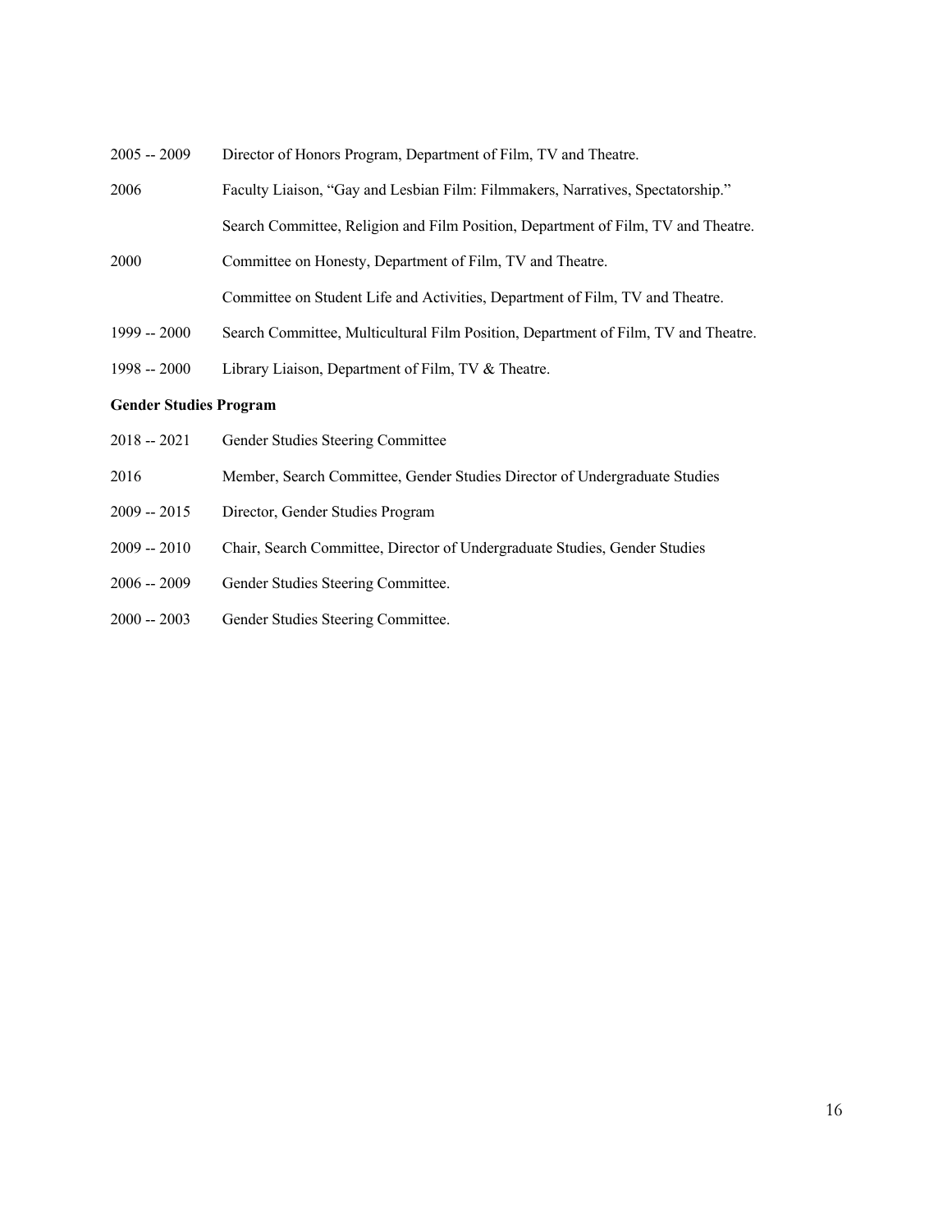| | |
|---|---|
| 2005 -- 2009 | Director of Honors Program, Department of Film, TV and Theatre. |
| 2006 | Faculty Liaison, "Gay and Lesbian Film: Filmmakers, Narratives, Spectatorship." |
| | Search Committee, Religion and Film Position, Department of Film, TV and Theatre. |
| 2000 | Committee on Honesty, Department of Film, TV and Theatre. |
| | Committee on Student Life and Activities, Department of Film, TV and Theatre. |
| 1999 -- 2000 | Search Committee, Multicultural Film Position, Department of Film, TV and Theatre. |
| 1998 -- 2000 | Library Liaison, Department of Film, TV & Theatre. |

**Gender Studies Program**

| | |
|---|---|
| 2018 -- 2021 | Gender Studies Steering Committee |
| 2016 | Member, Search Committee, Gender Studies Director of Undergraduate Studies |
| 2009 -- 2015 | Director, Gender Studies Program |
| 2009 -- 2010 | Chair, Search Committee, Director of Undergraduate Studies, Gender Studies |
| 2006 -- 2009 | Gender Studies Steering Committee. |
| 2000 -- 2003 | Gender Studies Steering Committee. |